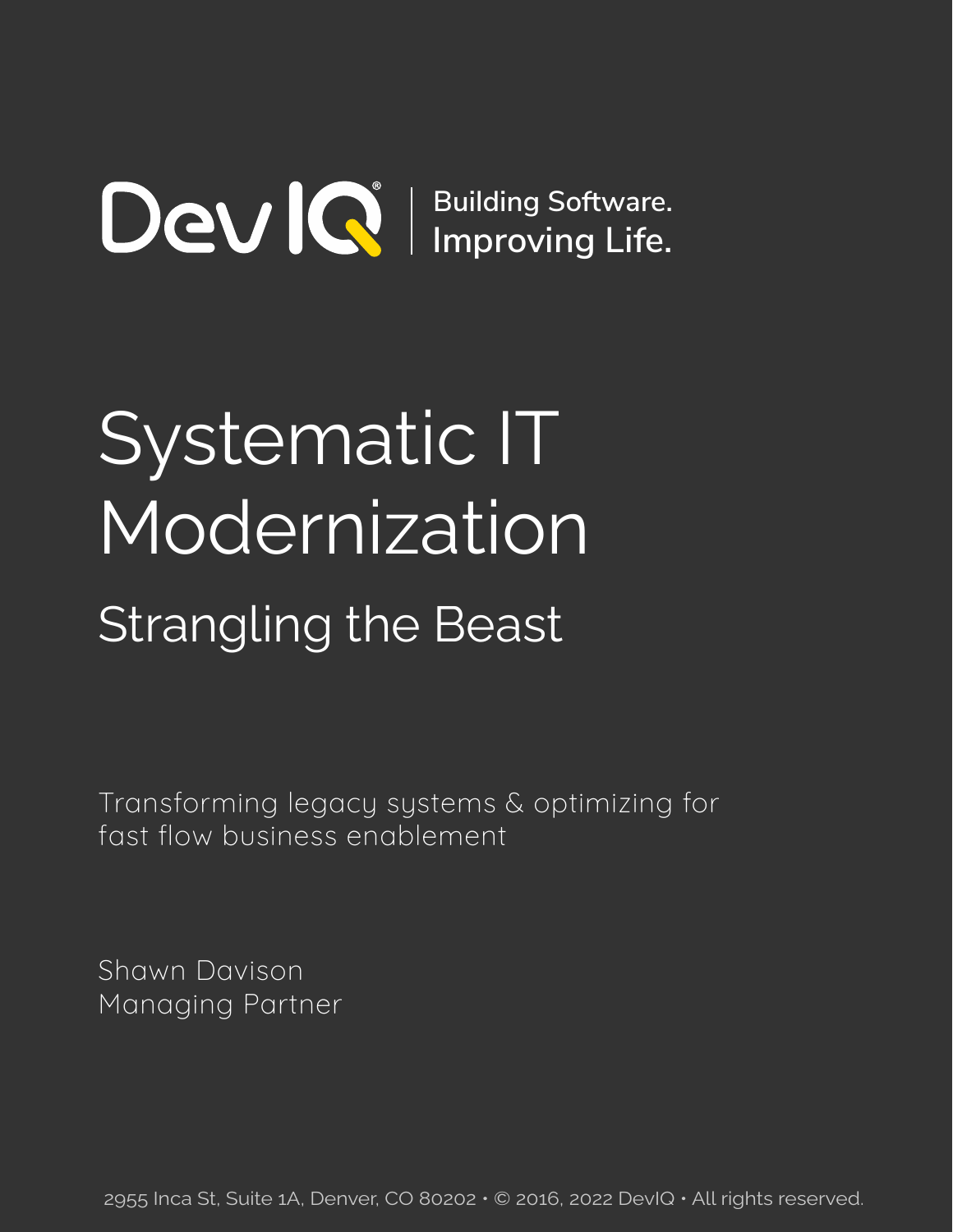DevIQ® | Building Software. Improving Life.

# Systematic IT Modernization

## Strangling the Beast

Transforming legacy systems & optimizing for fast flow business enablement

Shawn Davison
Managing Partner

2955 Inca St, Suite 1A, Denver, CO 80202 • © 2016, 2022 DevIQ • All rights reserved.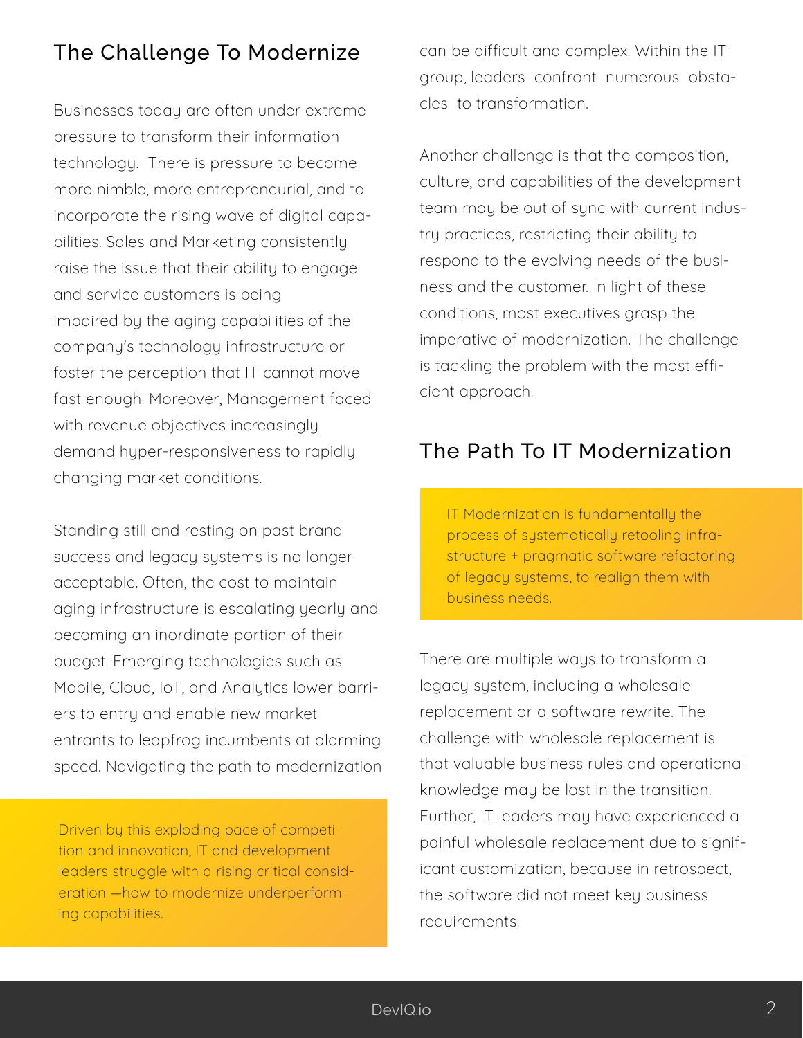## The Challenge To Modernize

Businesses today are often under extreme pressure to transform their information technology. There is pressure to become more nimble, more entrepreneurial, and to incorporate the rising wave of digital capabilities. Sales and Marketing consistently raise the issue that their ability to engage and service customers is being impaired by the aging capabilities of the company's technology infrastructure or foster the perception that IT cannot move fast enough. Moreover, Management faced with revenue objectives increasingly demand hyper-responsiveness to rapidly changing market conditions.

Standing still and resting on past brand success and legacy systems is no longer acceptable. Often, the cost to maintain aging infrastructure is escalating yearly and becoming an inordinate portion of their budget. Emerging technologies such as Mobile, Cloud, IoT, and Analytics lower barriers to entry and enable new market entrants to leapfrog incumbents at alarming speed. Navigating the path to modernization can be difficult and complex. Within the IT group, leaders confront numerous obstacles to transformation.

> Driven by this exploding pace of competition and innovation, IT and development leaders struggle with a rising critical consideration —how to modernize underperforming capabilities.

Another challenge is that the composition, culture, and capabilities of the development team may be out of sync with current industry practices, restricting their ability to respond to the evolving needs of the business and the customer. In light of these conditions, most executives grasp the imperative of modernization. The challenge is tackling the problem with the most efficient approach.

## The Path To IT Modernization

> IT Modernization is fundamentally the process of systematically retooling infrastructure + pragmatic software refactoring of legacy systems, to realign them with business needs.

There are multiple ways to transform a legacy system, including a wholesale replacement or a software rewrite. The challenge with wholesale replacement is that valuable business rules and operational knowledge may be lost in the transition. Further, IT leaders may have experienced a painful wholesale replacement due to significant customization, because in retrospect, the software did not meet key business requirements.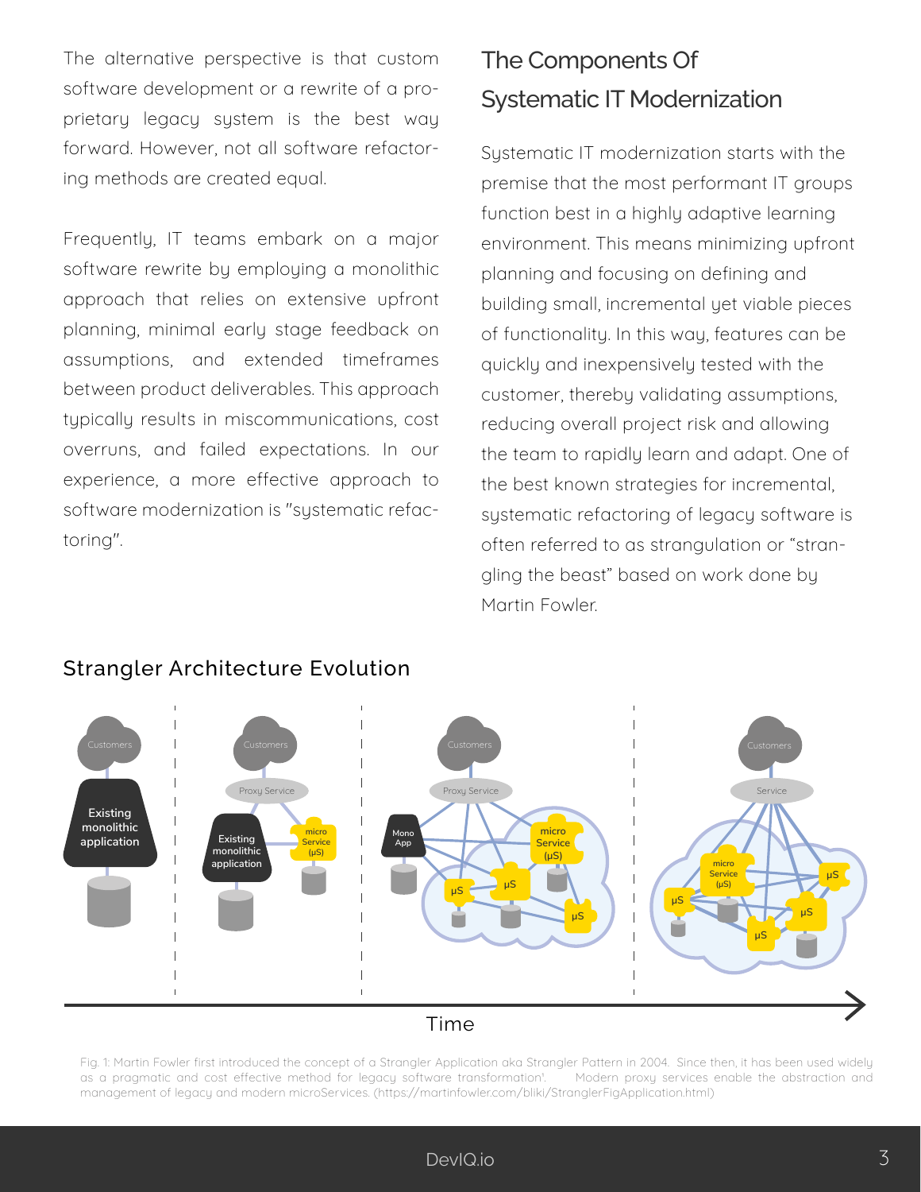The alternative perspective is that custom software development or a rewrite of a proprietary legacy system is the best way forward. However, not all software refactoring methods are created equal.

Frequently, IT teams embark on a major software rewrite by employing a monolithic approach that relies on extensive upfront planning, minimal early stage feedback on assumptions, and extended timeframes between product deliverables. This approach typically results in miscommunications, cost overruns, and failed expectations. In our experience, a more effective approach to software modernization is "systematic refactoring".

## The Components Of Systematic IT Modernization

Systematic IT modernization starts with the premise that the most performant IT groups function best in a highly adaptive learning environment. This means minimizing upfront planning and focusing on defining and building small, incremental yet viable pieces of functionality. In this way, features can be quickly and inexpensively tested with the customer, thereby validating assumptions, reducing overall project risk and allowing the team to rapidly learn and adapt. One of the best known strategies for incremental, systematic refactoring of legacy software is often referred to as strangulation or "strangling the beast" based on work done by Martin Fowler.

### Strangler Architecture Evolution

Fig. 1: Martin Fowler first introduced the concept of a Strangler Application aka Strangler Pattern in 2004. Since then, it has been used widely as a pragmatic and cost effective method for legacy software transformation'. Modern proxy services enable the abstraction and management of legacy and modern microServices. (https://martinfowler.com/bliki/StranglerFigApplication.html)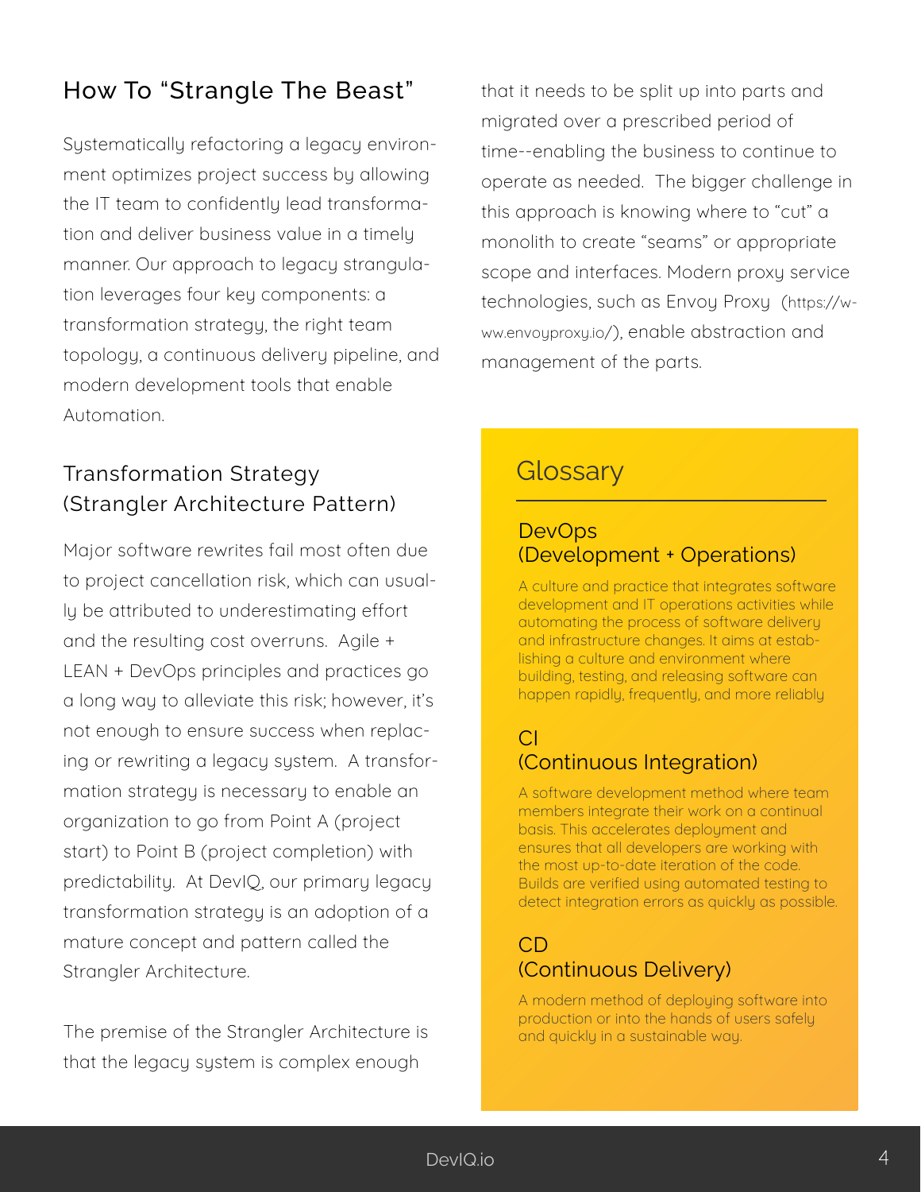## How To "Strangle The Beast"

Systematically refactoring a legacy environment optimizes project success by allowing the IT team to confidently lead transformation and deliver business value in a timely manner. Our approach to legacy strangulation leverages four key components: a transformation strategy, the right team topology, a continuous delivery pipeline, and modern development tools that enable Automation.

### Transformation Strategy (Strangler Architecture Pattern)

Major software rewrites fail most often due to project cancellation risk, which can usually be attributed to underestimating effort and the resulting cost overruns. Agile + LEAN + DevOps principles and practices go a long way to alleviate this risk; however, it's not enough to ensure success when replacing or rewriting a legacy system. A transformation strategy is necessary to enable an organization to go from Point A (project start) to Point B (project completion) with predictability. At DevIQ, our primary legacy transformation strategy is an adoption of a mature concept and pattern called the Strangler Architecture.

The premise of the Strangler Architecture is that the legacy system is complex enough that it needs to be split up into parts and migrated over a prescribed period of time--enabling the business to continue to operate as needed. The bigger challenge in this approach is knowing where to "cut" a monolith to create "seams" or appropriate scope and interfaces. Modern proxy service technologies, such as Envoy Proxy (https://www.envoyproxy.io/), enable abstraction and management of the parts.

### Glossary

#### DevOps (Development + Operations)

A culture and practice that integrates software development and IT operations activities while automating the process of software delivery and infrastructure changes. It aims at establishing a culture and environment where building, testing, and releasing software can happen rapidly, frequently, and more reliably

#### CI (Continuous Integration)

A software development method where team members integrate their work on a continual basis. This accelerates deployment and ensures that all developers are working with the most up-to-date iteration of the code. Builds are verified using automated testing to detect integration errors as quickly as possible.

#### CD (Continuous Delivery)

A modern method of deploying software into production or into the hands of users safely and quickly in a sustainable way.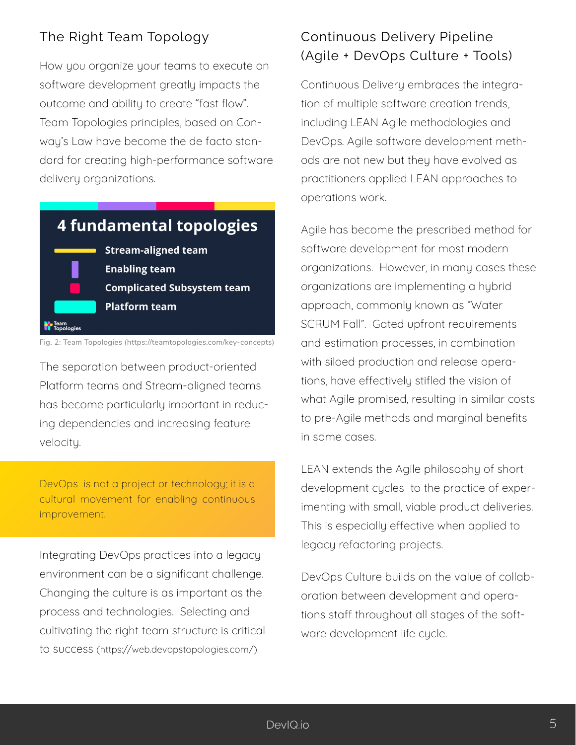## The Right Team Topology

How you organize your teams to execute on software development greatly impacts the outcome and ability to create "fast flow". Team Topologies principles, based on Conway's Law have become the de facto standard for creating high-performance software delivery organizations.

**4 fundamental topologies**

- Stream-aligned team
- Enabling team
- Complicated Subsystem team
- Platform team

Fig. 2: Team Topologies (https://teamtopologies.com/key-concepts)

The separation between product-oriented Platform teams and Stream-aligned teams has become particularly important in reducing dependencies and increasing feature velocity.

> DevOps is not a project or technology; it is a cultural movement for enabling continuous improvement.

Integrating DevOps practices into a legacy environment can be a significant challenge. Changing the culture is as important as the process and technologies. Selecting and cultivating the right team structure is critical to success (https://web.devopstopologies.com/).

## Continuous Delivery Pipeline (Agile + DevOps Culture + Tools)

Continuous Delivery embraces the integration of multiple software creation trends, including LEAN Agile methodologies and DevOps. Agile software development methods are not new but they have evolved as practitioners applied LEAN approaches to operations work.

Agile has become the prescribed method for software development for most modern organizations. However, in many cases these organizations are implementing a hybrid approach, commonly known as "Water SCRUM Fall". Gated upfront requirements and estimation processes, in combination with siloed production and release operations, have effectively stifled the vision of what Agile promised, resulting in similar costs to pre-Agile methods and marginal benefits in some cases.

LEAN extends the Agile philosophy of short development cycles to the practice of experimenting with small, viable product deliveries. This is especially effective when applied to legacy refactoring projects.

DevOps Culture builds on the value of collaboration between development and operations staff throughout all stages of the software development life cycle.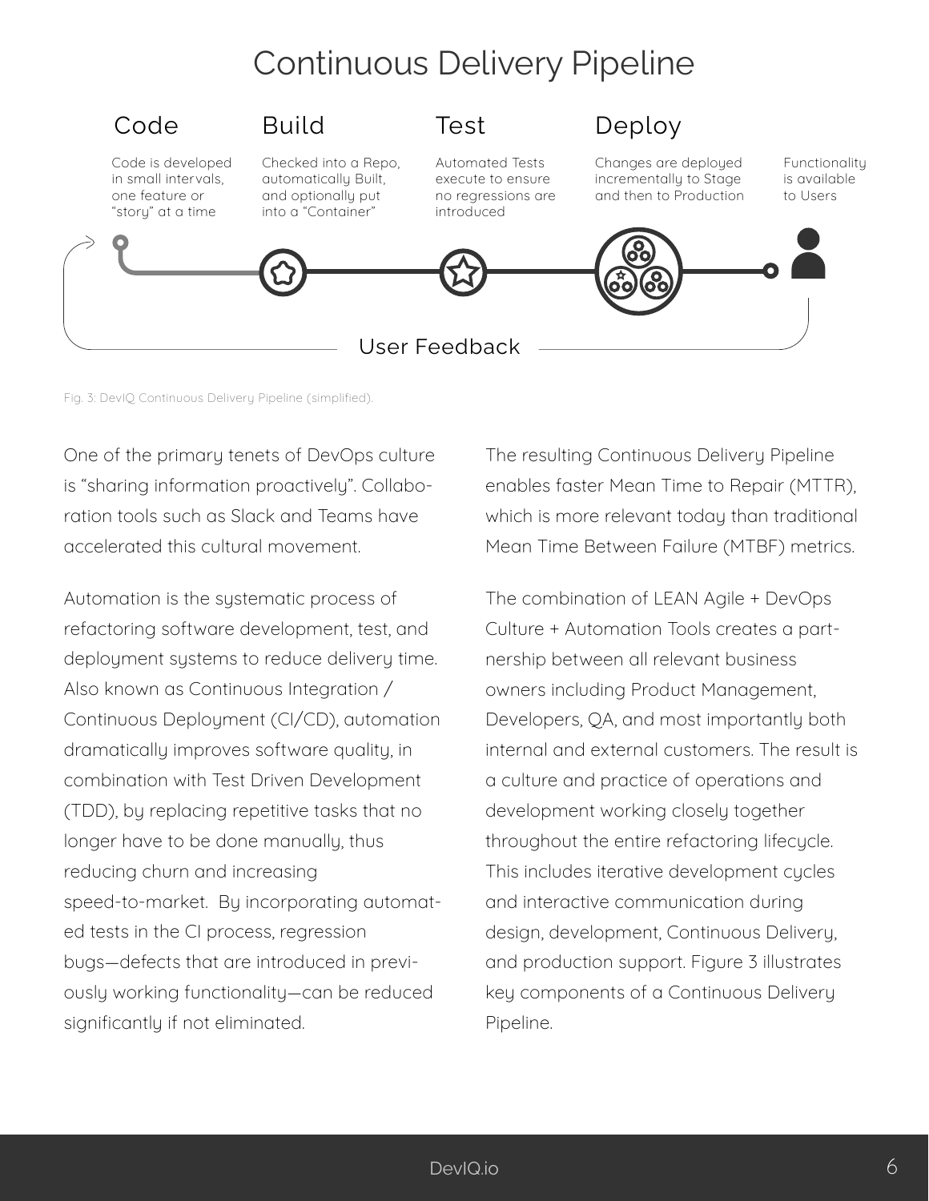## Continuous Delivery Pipeline

**Code**

Code is developed in small intervals, one feature or “story” at a time

**Build**

Checked into a Repo, automatically Built, and optionally put into a “Container”

**Test**

Automated Tests execute to ensure no regressions are introduced

**Deploy**

Changes are deployed incrementally to Stage and then to Production

Functionality is available to Users

User Feedback

Fig. 3: DevIQ Continuous Delivery Pipeline (simplified).

One of the primary tenets of DevOps culture is “sharing information proactively”. Collaboration tools such as Slack and Teams have accelerated this cultural movement.

Automation is the systematic process of refactoring software development, test, and deployment systems to reduce delivery time. Also known as Continuous Integration / Continuous Deployment (CI/CD), automation dramatically improves software quality, in combination with Test Driven Development (TDD), by replacing repetitive tasks that no longer have to be done manually, thus reducing churn and increasing speed-to-market. By incorporating automated tests in the CI process, regression bugs—defects that are introduced in previously working functionality—can be reduced significantly if not eliminated.

The resulting Continuous Delivery Pipeline enables faster Mean Time to Repair (MTTR), which is more relevant today than traditional Mean Time Between Failure (MTBF) metrics.

The combination of LEAN Agile + DevOps Culture + Automation Tools creates a partnership between all relevant business owners including Product Management, Developers, QA, and most importantly both internal and external customers. The result is a culture and practice of operations and development working closely together throughout the entire refactoring lifecycle. This includes iterative development cycles and interactive communication during design, development, Continuous Delivery, and production support. Figure 3 illustrates key components of a Continuous Delivery Pipeline.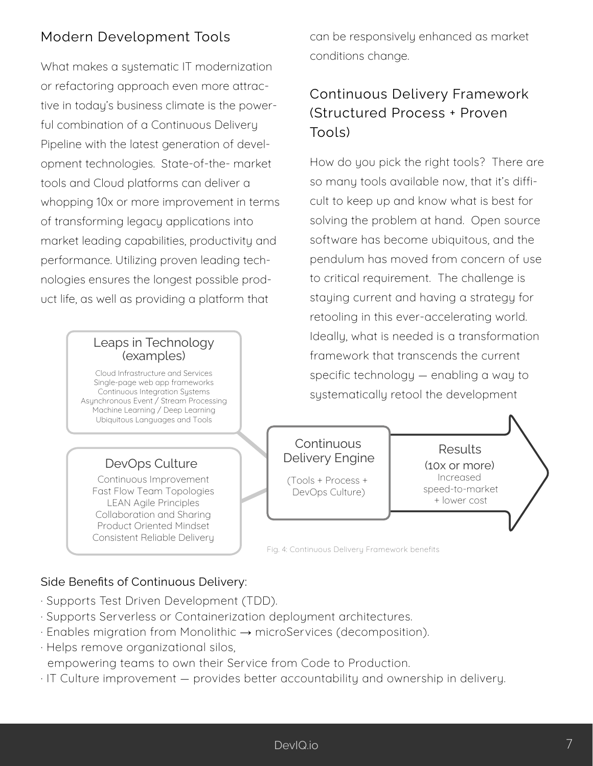## Modern Development Tools

What makes a systematic IT modernization or refactoring approach even more attractive in today's business climate is the powerful combination of a Continuous Delivery Pipeline with the latest generation of development technologies. State-of-the- market tools and Cloud platforms can deliver a whopping 10x or more improvement in terms of transforming legacy applications into market leading capabilities, productivity and performance. Utilizing proven leading technologies ensures the longest possible product life, as well as providing a platform that can be responsively enhanced as market conditions change.

## Continuous Delivery Framework (Structured Process + Proven Tools)

How do you pick the right tools? There are so many tools available now, that it's difficult to keep up and know what is best for solving the problem at hand. Open source software has become ubiquitous, and the pendulum has moved from concern of use to critical requirement. The challenge is staying current and having a strategy for retooling in this ever-accelerating world. Ideally, what is needed is a transformation framework that transcends the current specific technology — enabling a way to systematically retool the development

**Leaps in Technology (examples)**
Cloud Infrastructure and Services
Single-page web app frameworks
Continuous Integration Systems
Asynchronous Event / Stream Processing
Machine Learning / Deep Learning
Ubiquitous Languages and Tools

**DevOps Culture**
Continuous Improvement
Fast Flow Team Topologies
LEAN Agile Principles
Collaboration and Sharing
Product Oriented Mindset
Consistent Reliable Delivery

**Continuous Delivery Engine**
(Tools + Process + DevOps Culture)

**Results**
(10x or more)
Increased speed-to-market + lower cost

Fig. 4: Continuous Delivery Framework benefits

Side Benefits of Continuous Delivery:

- Supports Test Driven Development (TDD).
- Supports Serverless or Containerization deployment architectures.
- Enables migration from Monolithic → microServices (decomposition).
- Helps remove organizational silos, empowering teams to own their Service from Code to Production.
- IT Culture improvement — provides better accountability and ownership in delivery.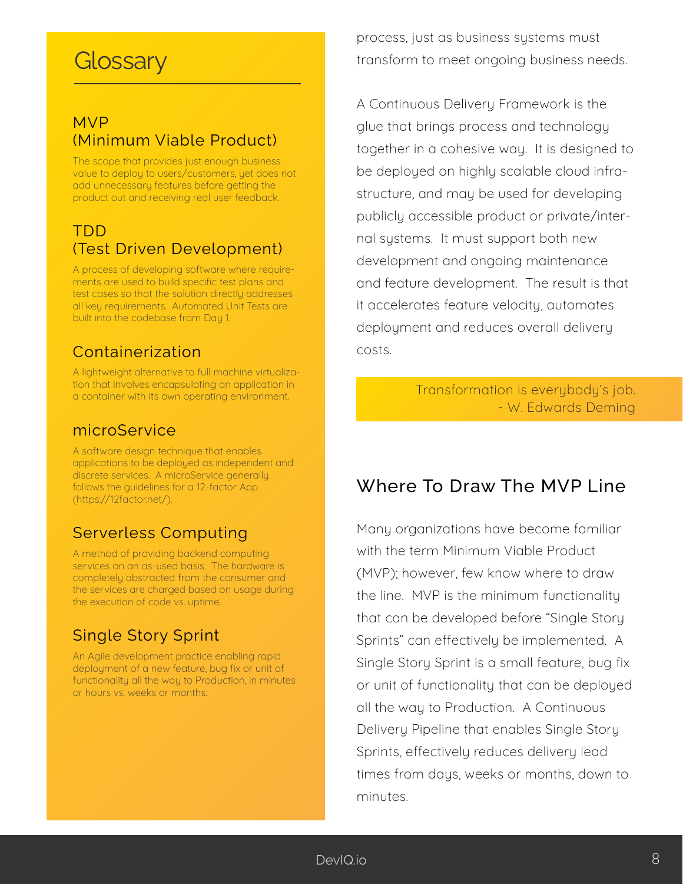process, just as business systems must transform to meet ongoing business needs.

A Continuous Delivery Framework is the glue that brings process and technology together in a cohesive way. It is designed to be deployed on highly scalable cloud infrastructure, and may be used for developing publicly accessible product or private/internal systems. It must support both new development and ongoing maintenance and feature development. The result is that it accelerates feature velocity, automates deployment and reduces overall delivery costs.

> Transformation is everybody's job.
> - W. Edwards Deming

## Where To Draw The MVP Line

Many organizations have become familiar with the term Minimum Viable Product (MVP); however, few know where to draw the line. MVP is the minimum functionality that can be developed before "Single Story Sprints" can effectively be implemented. A Single Story Sprint is a small feature, bug fix or unit of functionality that can be deployed all the way to Production. A Continuous Delivery Pipeline that enables Single Story Sprints, effectively reduces delivery lead times from days, weeks or months, down to minutes.

## Glossary

### MVP (Minimum Viable Product)

The scope that provides just enough business value to deploy to users/customers, yet does not add unnecessary features before getting the product out and receiving real user feedback.

### TDD (Test Driven Development)

A process of developing software where requirements are used to build specific test plans and test cases so that the solution directly addresses all key requirements. Automated Unit Tests are built into the codebase from Day 1.

### Containerization

A lightweight alternative to full machine virtualization that involves encapsulating an application in a container with its own operating environment.

### microService

A software design technique that enables applications to be deployed as independent and discrete services. A microService generally follows the guidelines for a 12-factor App (https://12factor.net/).

### Serverless Computing

A method of providing backend computing services on an as-used basis. The hardware is completely abstracted from the consumer and the services are charged based on usage during the execution of code vs. uptime.

### Single Story Sprint

An Agile development practice enabling rapid deployment of a new feature, bug fix or unit of functionality all the way to Production, in minutes or hours vs. weeks or months.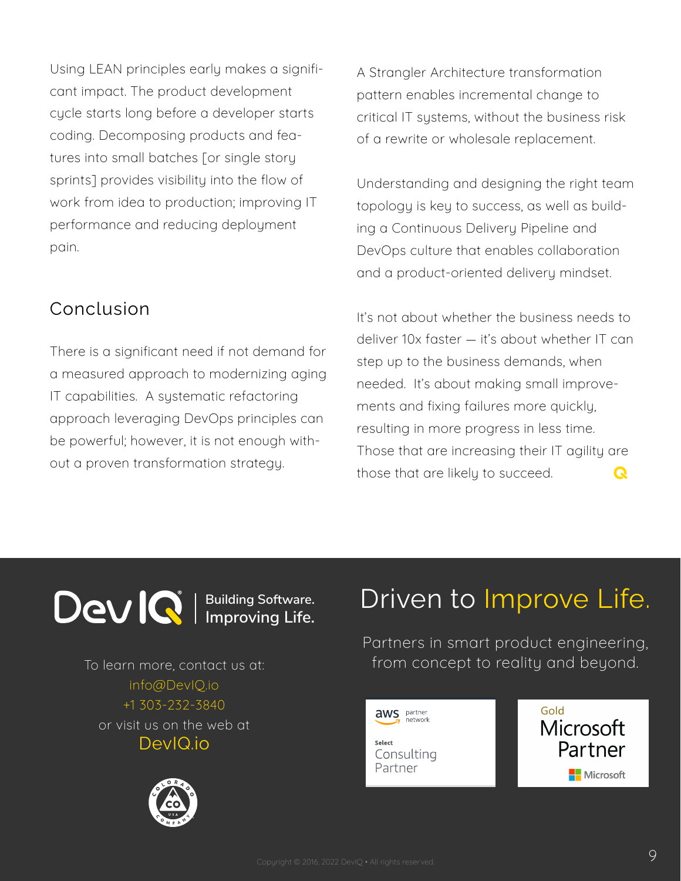Using LEAN principles early makes a significant impact. The product development cycle starts long before a developer starts coding. Decomposing products and features into small batches [or single story sprints] provides visibility into the flow of work from idea to production; improving IT performance and reducing deployment pain.

## Conclusion

There is a significant need if not demand for a measured approach to modernizing aging IT capabilities. A systematic refactoring approach leveraging DevOps principles can be powerful; however, it is not enough without a proven transformation strategy.

A Strangler Architecture transformation pattern enables incremental change to critical IT systems, without the business risk of a rewrite or wholesale replacement.

Understanding and designing the right team topology is key to success, as well as building a Continuous Delivery Pipeline and DevOps culture that enables collaboration and a product-oriented delivery mindset.

It's not about whether the business needs to deliver 10x faster — it's about whether IT can step up to the business demands, when needed. It's about making small improvements and fixing failures more quickly, resulting in more progress in less time. Those that are increasing their IT agility are those that are likely to succeed.

DevIQ® | Building Software. Improving Life.

To learn more, contact us at:
info@DevIQ.io
+1 303-232-3840
or visit us on the web at
DevIQ.io

## Driven to Improve Life.

Partners in smart product engineering, from concept to reality and beyond.

aws partner network — Select Consulting Partner

Gold Microsoft Partner — Microsoft

Copyright © 2016, 2022 DevIQ • All rights reserved.